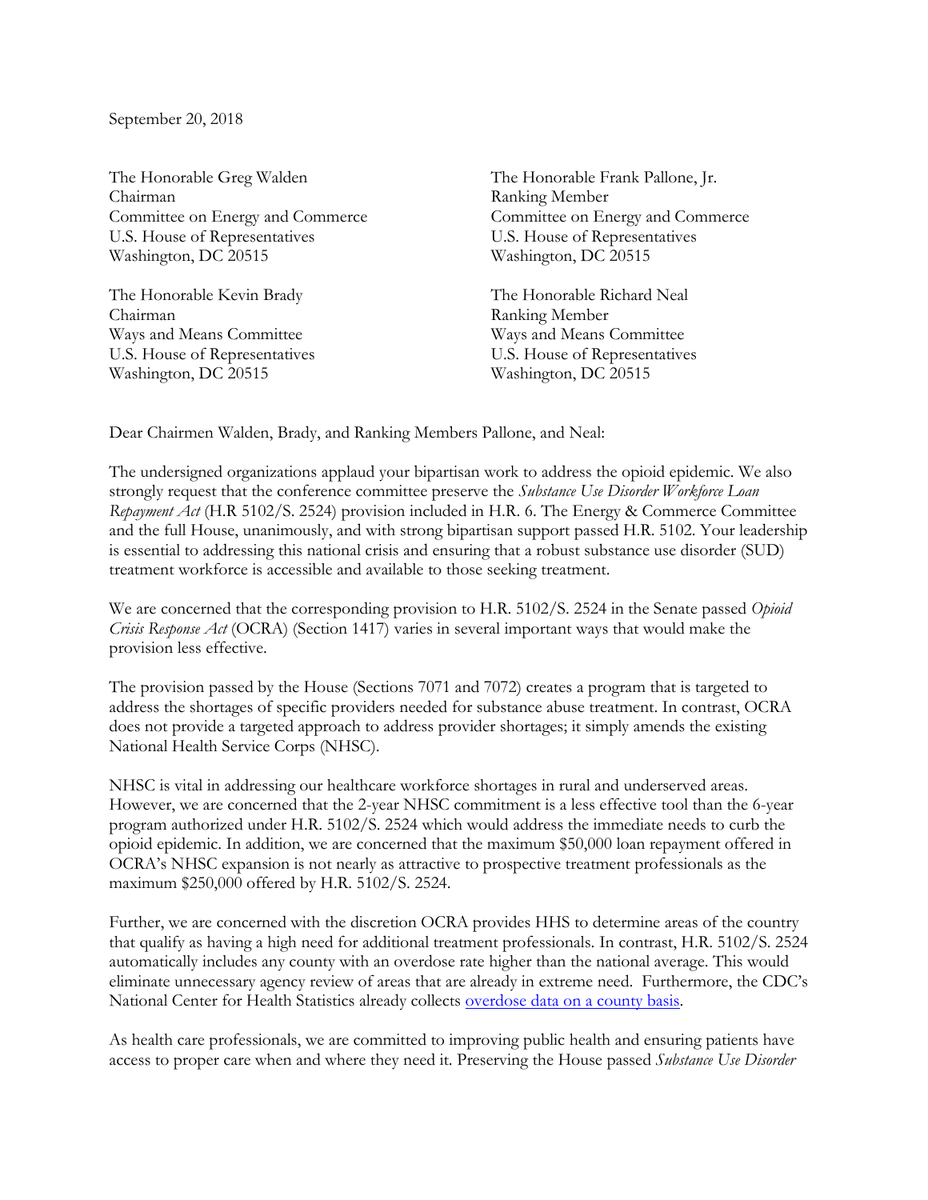September 20, 2018

The Honorable Greg Walden
Chairman
Committee on Energy and Commerce
U.S. House of Representatives
Washington, DC 20515

The Honorable Frank Pallone, Jr.
Ranking Member
Committee on Energy and Commerce
U.S. House of Representatives
Washington, DC 20515

The Honorable Kevin Brady
Chairman
Ways and Means Committee
U.S. House of Representatives
Washington, DC 20515

The Honorable Richard Neal
Ranking Member
Ways and Means Committee
U.S. House of Representatives
Washington, DC 20515

Dear Chairmen Walden, Brady, and Ranking Members Pallone, and Neal:

The undersigned organizations applaud your bipartisan work to address the opioid epidemic. We also strongly request that the conference committee preserve the *Substance Use Disorder Workforce Loan Repayment Act* (H.R 5102/S. 2524) provision included in H.R. 6. The Energy & Commerce Committee and the full House, unanimously, and with strong bipartisan support passed H.R. 5102. Your leadership is essential to addressing this national crisis and ensuring that a robust substance use disorder (SUD) treatment workforce is accessible and available to those seeking treatment.

We are concerned that the corresponding provision to H.R. 5102/S. 2524 in the Senate passed *Opioid Crisis Response Act* (OCRA) (Section 1417) varies in several important ways that would make the provision less effective.

The provision passed by the House (Sections 7071 and 7072) creates a program that is targeted to address the shortages of specific providers needed for substance abuse treatment. In contrast, OCRA does not provide a targeted approach to address provider shortages; it simply amends the existing National Health Service Corps (NHSC).

NHSC is vital in addressing our healthcare workforce shortages in rural and underserved areas. However, we are concerned that the 2-year NHSC commitment is a less effective tool than the 6-year program authorized under H.R. 5102/S. 2524 which would address the immediate needs to curb the opioid epidemic. In addition, we are concerned that the maximum $50,000 loan repayment offered in OCRA's NHSC expansion is not nearly as attractive to prospective treatment professionals as the maximum $250,000 offered by H.R. 5102/S. 2524.

Further, we are concerned with the discretion OCRA provides HHS to determine areas of the country that qualify as having a high need for additional treatment professionals. In contrast, H.R. 5102/S. 2524 automatically includes any county with an overdose rate higher than the national average. This would eliminate unnecessary agency review of areas that are already in extreme need. Furthermore, the CDC's National Center for Health Statistics already collects overdose data on a county basis.

As health care professionals, we are committed to improving public health and ensuring patients have access to proper care when and where they need it. Preserving the House passed *Substance Use Disorder*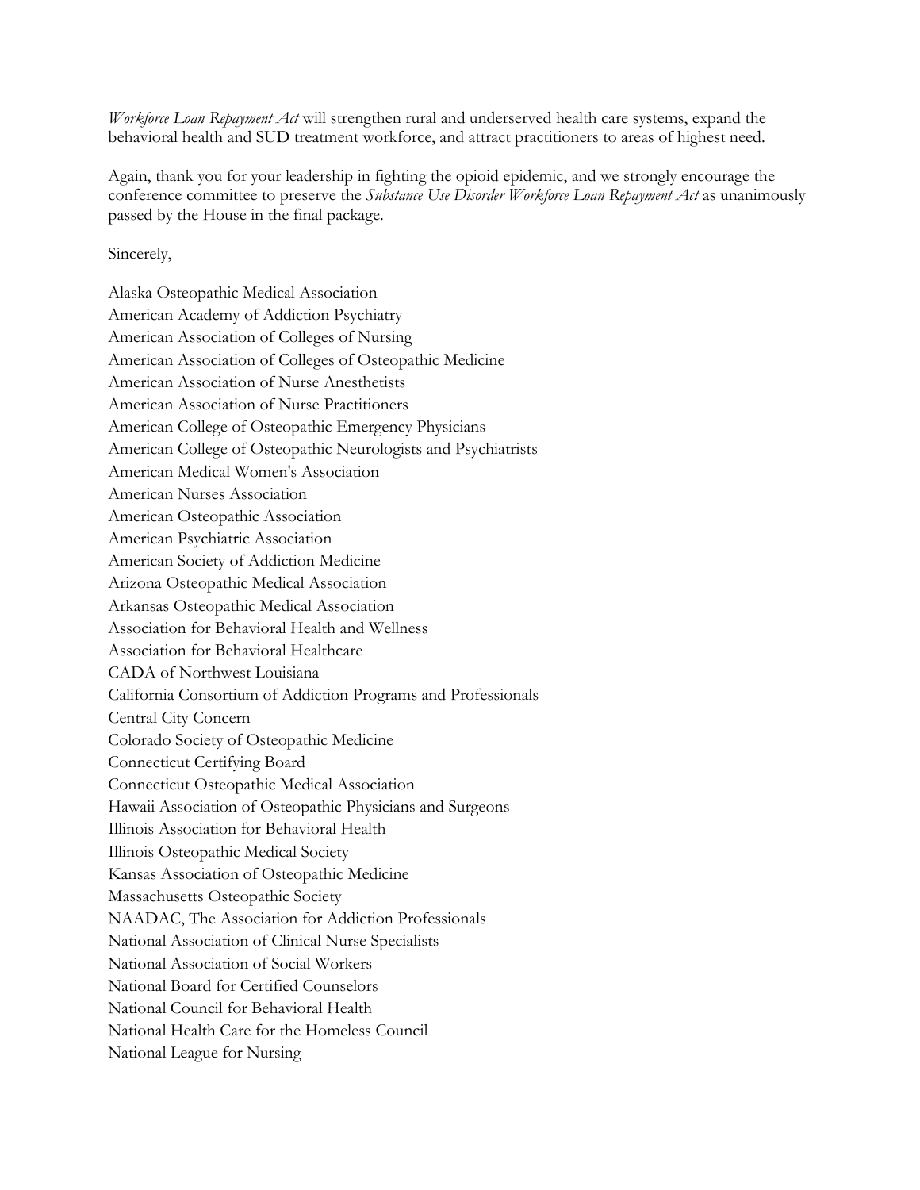*Workforce Loan Repayment Act* will strengthen rural and underserved health care systems, expand the behavioral health and SUD treatment workforce, and attract practitioners to areas of highest need.

Again, thank you for your leadership in fighting the opioid epidemic, and we strongly encourage the conference committee to preserve the *Substance Use Disorder Workforce Loan Repayment Act* as unanimously passed by the House in the final package.

Sincerely,

Alaska Osteopathic Medical Association
American Academy of Addiction Psychiatry
American Association of Colleges of Nursing
American Association of Colleges of Osteopathic Medicine
American Association of Nurse Anesthetists
American Association of Nurse Practitioners
American College of Osteopathic Emergency Physicians
American College of Osteopathic Neurologists and Psychiatrists
American Medical Women's Association
American Nurses Association
American Osteopathic Association
American Psychiatric Association
American Society of Addiction Medicine
Arizona Osteopathic Medical Association
Arkansas Osteopathic Medical Association
Association for Behavioral Health and Wellness
Association for Behavioral Healthcare
CADA of Northwest Louisiana
California Consortium of Addiction Programs and Professionals
Central City Concern
Colorado Society of Osteopathic Medicine
Connecticut Certifying Board
Connecticut Osteopathic Medical Association
Hawaii Association of Osteopathic Physicians and Surgeons
Illinois Association for Behavioral Health
Illinois Osteopathic Medical Society
Kansas Association of Osteopathic Medicine
Massachusetts Osteopathic Society
NAADAC, The Association for Addiction Professionals
National Association of Clinical Nurse Specialists
National Association of Social Workers
National Board for Certified Counselors
National Council for Behavioral Health
National Health Care for the Homeless Council
National League for Nursing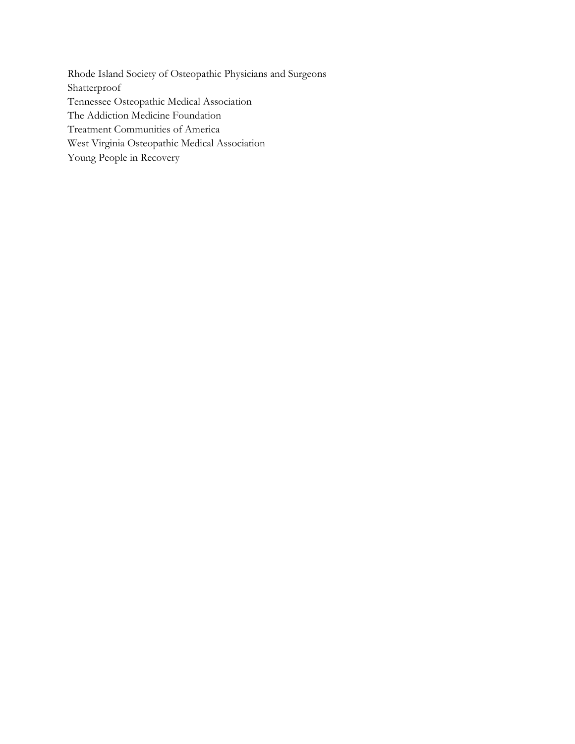Rhode Island Society of Osteopathic Physicians and Surgeons
Shatterproof
Tennessee Osteopathic Medical Association
The Addiction Medicine Foundation
Treatment Communities of America
West Virginia Osteopathic Medical Association
Young People in Recovery